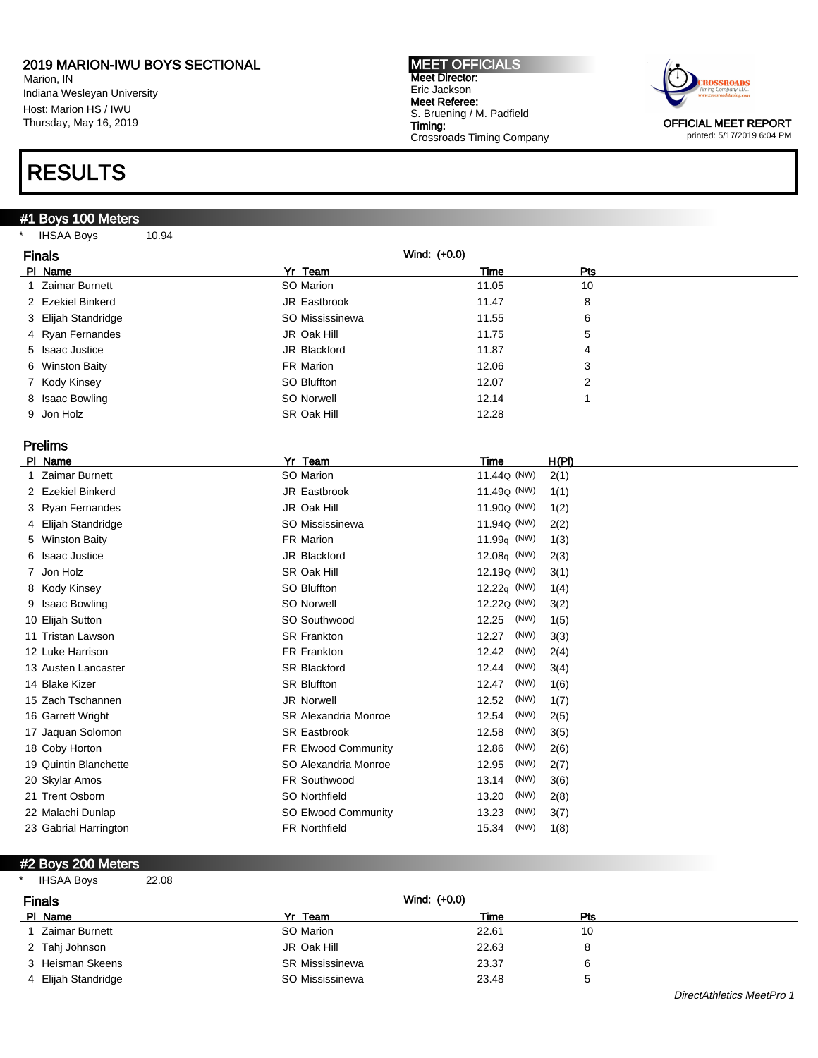## 2019 MARION-IWU BOYS SECTIONAL

Marion, IN
Indiana Wesleyan University
Host: Marion HS / IWU
Thursday, May 16, 2019

**MEET OFFICIALS**
**Meet Director:**
Eric Jackson
**Meet Referee:**
S. Bruening / M. Padfield
**Timing:**
Crossroads Timing Company

OFFICIAL MEET REPORT
printed: 5/17/2019 6:04 PM

# RESULTS

## #1 Boys 100 Meters

\* IHSAA Boys 10.94

### Finals

Wind: (+0.0)

| Pl | Name | Yr | Team | Time | Pts |
|---|---|---|---|---|---|
| 1 | Zaimar Burnett | SO | Marion | 11.05 | 10 |
| 2 | Ezekiel Binkerd | JR | Eastbrook | 11.47 | 8 |
| 3 | Elijah Standridge | SO | Mississinewa | 11.55 | 6 |
| 4 | Ryan Fernandes | JR | Oak Hill | 11.75 | 5 |
| 5 | Isaac Justice | JR | Blackford | 11.87 | 4 |
| 6 | Winston Baity | FR | Marion | 12.06 | 3 |
| 7 | Kody Kinsey | SO | Bluffton | 12.07 | 2 |
| 8 | Isaac Bowling | SO | Norwell | 12.14 | 1 |
| 9 | Jon Holz | SR | Oak Hill | 12.28 | |

### Prelims

| Pl | Name | Yr | Team | Time | | H(Pl) |
|---|---|---|---|---|---|---|
| 1 | Zaimar Burnett | SO | Marion | 11.44Q | (NW) | 2(1) |
| 2 | Ezekiel Binkerd | JR | Eastbrook | 11.49Q | (NW) | 1(1) |
| 3 | Ryan Fernandes | JR | Oak Hill | 11.90Q | (NW) | 1(2) |
| 4 | Elijah Standridge | SO | Mississinewa | 11.94Q | (NW) | 2(2) |
| 5 | Winston Baity | FR | Marion | 11.99q | (NW) | 1(3) |
| 6 | Isaac Justice | JR | Blackford | 12.08q | (NW) | 2(3) |
| 7 | Jon Holz | SR | Oak Hill | 12.19Q | (NW) | 3(1) |
| 8 | Kody Kinsey | SO | Bluffton | 12.22q | (NW) | 1(4) |
| 9 | Isaac Bowling | SO | Norwell | 12.22Q | (NW) | 3(2) |
| 10 | Elijah Sutton | SO | Southwood | 12.25 | (NW) | 1(5) |
| 11 | Tristan Lawson | SR | Frankton | 12.27 | (NW) | 3(3) |
| 12 | Luke Harrison | FR | Frankton | 12.42 | (NW) | 2(4) |
| 13 | Austen Lancaster | SR | Blackford | 12.44 | (NW) | 3(4) |
| 14 | Blake Kizer | SR | Bluffton | 12.47 | (NW) | 1(6) |
| 15 | Zach Tschannen | JR | Norwell | 12.52 | (NW) | 1(7) |
| 16 | Garrett Wright | SR | Alexandria Monroe | 12.54 | (NW) | 2(5) |
| 17 | Jaquan Solomon | SR | Eastbrook | 12.58 | (NW) | 3(5) |
| 18 | Coby Horton | FR | Elwood Community | 12.86 | (NW) | 2(6) |
| 19 | Quintin Blanchette | SO | Alexandria Monroe | 12.95 | (NW) | 2(7) |
| 20 | Skylar Amos | FR | Southwood | 13.14 | (NW) | 3(6) |
| 21 | Trent Osborn | SO | Northfield | 13.20 | (NW) | 2(8) |
| 22 | Malachi Dunlap | SO | Elwood Community | 13.23 | (NW) | 3(7) |
| 23 | Gabrial Harrington | FR | Northfield | 15.34 | (NW) | 1(8) |

## #2 Boys 200 Meters

\* IHSAA Boys 22.08

### Finals

Wind: (+0.0)

| Pl | Name | Yr | Team | Time | Pts |
|---|---|---|---|---|---|
| 1 | Zaimar Burnett | SO | Marion | 22.61 | 10 |
| 2 | Tahj Johnson | JR | Oak Hill | 22.63 | 8 |
| 3 | Heisman Skeens | SR | Mississinewa | 23.37 | 6 |
| 4 | Elijah Standridge | SO | Mississinewa | 23.48 | 5 |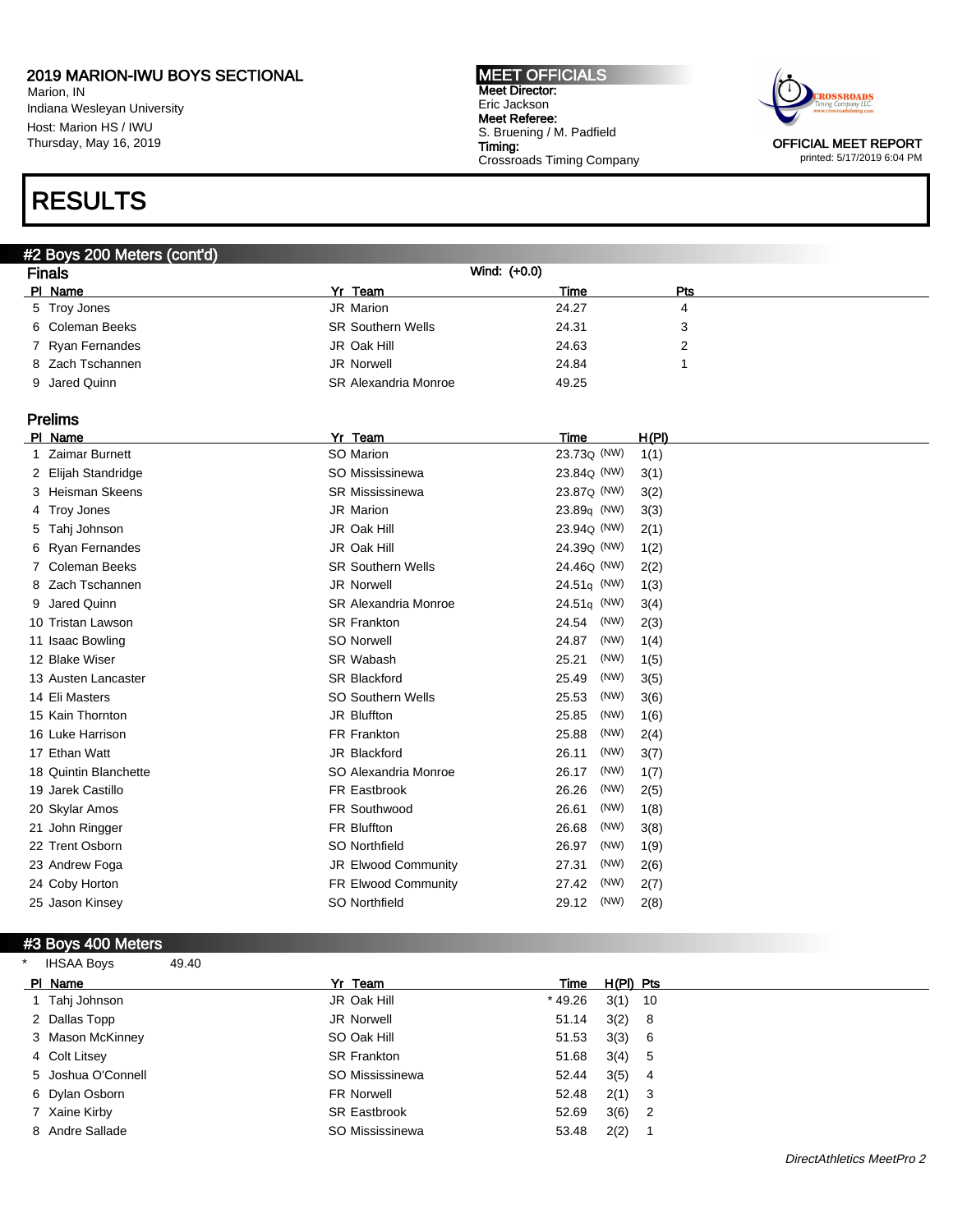## 2019 MARION-IWU BOYS SECTIONAL

Marion, IN
Indiana Wesleyan University
Host: Marion HS / IWU
Thursday, May 16, 2019

**MEET OFFICIALS**
**Meet Director:**
Eric Jackson
**Meet Referee:**
S. Bruening / M. Padfield
**Timing:**
Crossroads Timing Company

**OFFICIAL MEET REPORT**
printed: 5/17/2019 6:04 PM

# RESULTS

## #2 Boys 200 Meters (cont'd)

### Finals

Wind: (+0.0)

| Pl | Name | Yr | Team | Time | Pts |
|---|---|---|---|---|---|
| 5 | Troy Jones | JR | Marion | 24.27 | 4 |
| 6 | Coleman Beeks | SR | Southern Wells | 24.31 | 3 |
| 7 | Ryan Fernandes | JR | Oak Hill | 24.63 | 2 |
| 8 | Zach Tschannen | JR | Norwell | 24.84 | 1 |
| 9 | Jared Quinn | SR | Alexandria Monroe | 49.25 | |

### Prelims

| Pl | Name | Yr | Team | Time | | H(Pl) |
|---|---|---|---|---|---|---|
| 1 | Zaimar Burnett | SO | Marion | 23.73Q | (NW) | 1(1) |
| 2 | Elijah Standridge | SO | Mississinewa | 23.84Q | (NW) | 3(1) |
| 3 | Heisman Skeens | SR | Mississinewa | 23.87Q | (NW) | 3(2) |
| 4 | Troy Jones | JR | Marion | 23.89q | (NW) | 3(3) |
| 5 | Tahj Johnson | JR | Oak Hill | 23.94Q | (NW) | 2(1) |
| 6 | Ryan Fernandes | JR | Oak Hill | 24.39Q | (NW) | 1(2) |
| 7 | Coleman Beeks | SR | Southern Wells | 24.46Q | (NW) | 2(2) |
| 8 | Zach Tschannen | JR | Norwell | 24.51q | (NW) | 1(3) |
| 9 | Jared Quinn | SR | Alexandria Monroe | 24.51q | (NW) | 3(4) |
| 10 | Tristan Lawson | SR | Frankton | 24.54 | (NW) | 2(3) |
| 11 | Isaac Bowling | SO | Norwell | 24.87 | (NW) | 1(4) |
| 12 | Blake Wiser | SR | Wabash | 25.21 | (NW) | 1(5) |
| 13 | Austen Lancaster | SR | Blackford | 25.49 | (NW) | 3(5) |
| 14 | Eli Masters | SO | Southern Wells | 25.53 | (NW) | 3(6) |
| 15 | Kain Thornton | JR | Bluffton | 25.85 | (NW) | 1(6) |
| 16 | Luke Harrison | FR | Frankton | 25.88 | (NW) | 2(4) |
| 17 | Ethan Watt | JR | Blackford | 26.11 | (NW) | 3(7) |
| 18 | Quintin Blanchette | SO | Alexandria Monroe | 26.17 | (NW) | 1(7) |
| 19 | Jarek Castillo | FR | Eastbrook | 26.26 | (NW) | 2(5) |
| 20 | Skylar Amos | FR | Southwood | 26.61 | (NW) | 1(8) |
| 21 | John Ringger | FR | Bluffton | 26.68 | (NW) | 3(8) |
| 22 | Trent Osborn | SO | Northfield | 26.97 | (NW) | 1(9) |
| 23 | Andrew Foga | JR | Elwood Community | 27.31 | (NW) | 2(6) |
| 24 | Coby Horton | FR | Elwood Community | 27.42 | (NW) | 2(7) |
| 25 | Jason Kinsey | SO | Northfield | 29.12 | (NW) | 2(8) |

## #3 Boys 400 Meters

\* IHSAA Boys 49.40

| Pl | Name | Yr | Team | Time | H(Pl) | Pts |
|---|---|---|---|---|---|---|
| 1 | Tahj Johnson | JR | Oak Hill | * 49.26 | 3(1) | 10 |
| 2 | Dallas Topp | JR | Norwell | 51.14 | 3(2) | 8 |
| 3 | Mason McKinney | SO | Oak Hill | 51.53 | 3(3) | 6 |
| 4 | Colt Litsey | SR | Frankton | 51.68 | 3(4) | 5 |
| 5 | Joshua O'Connell | SO | Mississinewa | 52.44 | 3(5) | 4 |
| 6 | Dylan Osborn | FR | Norwell | 52.48 | 2(1) | 3 |
| 7 | Xaine Kirby | SR | Eastbrook | 52.69 | 3(6) | 2 |
| 8 | Andre Sallade | SO | Mississinewa | 53.48 | 2(2) | 1 |

*DirectAthletics MeetPro 2*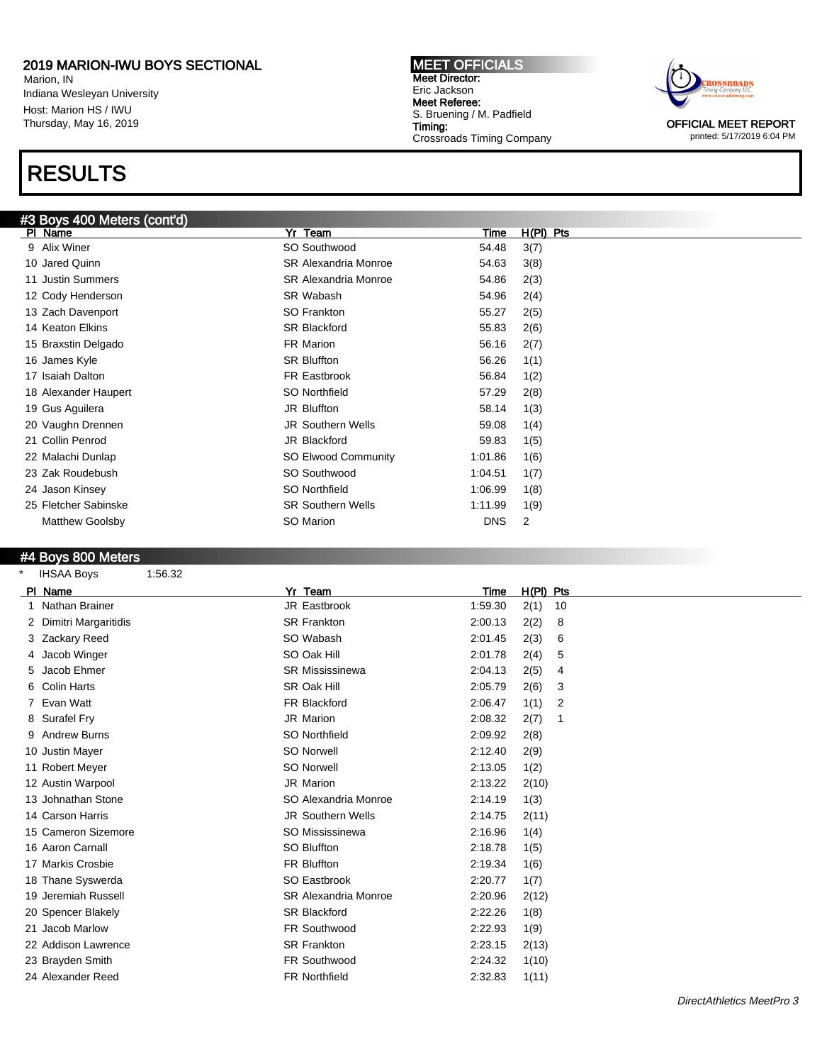# 2019 MARION-IWU BOYS SECTIONAL

Marion, IN
Indiana Wesleyan University
Host: Marion HS / IWU
Thursday, May 16, 2019

**MEET OFFICIALS**
**Meet Director:**
Eric Jackson
**Meet Referee:**
S. Bruening / M. Padfield
**Timing:**
Crossroads Timing Company

OFFICIAL MEET REPORT
printed: 5/17/2019 6:04 PM

# RESULTS

## #3 Boys 400 Meters (cont'd)

| Pl | Name | Yr | Team | Time | H(Pl) | Pts |
|---|---|---|---|---|---|---|
| 9 | Alix Winer | SO | Southwood | 54.48 | 3(7) | |
| 10 | Jared Quinn | SR | Alexandria Monroe | 54.63 | 3(8) | |
| 11 | Justin Summers | SR | Alexandria Monroe | 54.86 | 2(3) | |
| 12 | Cody Henderson | SR | Wabash | 54.96 | 2(4) | |
| 13 | Zach Davenport | SO | Frankton | 55.27 | 2(5) | |
| 14 | Keaton Elkins | SR | Blackford | 55.83 | 2(6) | |
| 15 | Braxstin Delgado | FR | Marion | 56.16 | 2(7) | |
| 16 | James Kyle | SR | Bluffton | 56.26 | 1(1) | |
| 17 | Isaiah Dalton | FR | Eastbrook | 56.84 | 1(2) | |
| 18 | Alexander Haupert | SO | Northfield | 57.29 | 2(8) | |
| 19 | Gus Aguilera | JR | Bluffton | 58.14 | 1(3) | |
| 20 | Vaughn Drennen | JR | Southern Wells | 59.08 | 1(4) | |
| 21 | Collin Penrod | JR | Blackford | 59.83 | 1(5) | |
| 22 | Malachi Dunlap | SO | Elwood Community | 1:01.86 | 1(6) | |
| 23 | Zak Roudebush | SO | Southwood | 1:04.51 | 1(7) | |
| 24 | Jason Kinsey | SO | Northfield | 1:06.99 | 1(8) | |
| 25 | Fletcher Sabinske | SR | Southern Wells | 1:11.99 | 1(9) | |
| | Matthew Goolsby | SO | Marion | DNS | 2 | |

## #4 Boys 800 Meters

\* IHSAA Boys 1:56.32

| Pl | Name | Yr | Team | Time | H(Pl) | Pts |
|---|---|---|---|---|---|---|
| 1 | Nathan Brainer | JR | Eastbrook | 1:59.30 | 2(1) | 10 |
| 2 | Dimitri Margaritidis | SR | Frankton | 2:00.13 | 2(2) | 8 |
| 3 | Zackary Reed | SO | Wabash | 2:01.45 | 2(3) | 6 |
| 4 | Jacob Winger | SO | Oak Hill | 2:01.78 | 2(4) | 5 |
| 5 | Jacob Ehmer | SR | Mississinewa | 2:04.13 | 2(5) | 4 |
| 6 | Colin Harts | SR | Oak Hill | 2:05.79 | 2(6) | 3 |
| 7 | Evan Watt | FR | Blackford | 2:06.47 | 1(1) | 2 |
| 8 | Surafel Fry | JR | Marion | 2:08.32 | 2(7) | 1 |
| 9 | Andrew Burns | SO | Northfield | 2:09.92 | 2(8) | |
| 10 | Justin Mayer | SO | Norwell | 2:12.40 | 2(9) | |
| 11 | Robert Meyer | SO | Norwell | 2:13.05 | 1(2) | |
| 12 | Austin Warpool | JR | Marion | 2:13.22 | 2(10) | |
| 13 | Johnathan Stone | SO | Alexandria Monroe | 2:14.19 | 1(3) | |
| 14 | Carson Harris | JR | Southern Wells | 2:14.75 | 2(11) | |
| 15 | Cameron Sizemore | SO | Mississinewa | 2:16.96 | 1(4) | |
| 16 | Aaron Carnall | SO | Bluffton | 2:18.78 | 1(5) | |
| 17 | Markis Crosbie | FR | Bluffton | 2:19.34 | 1(6) | |
| 18 | Thane Syswerda | SO | Eastbrook | 2:20.77 | 1(7) | |
| 19 | Jeremiah Russell | SR | Alexandria Monroe | 2:20.96 | 2(12) | |
| 20 | Spencer Blakely | SR | Blackford | 2:22.26 | 1(8) | |
| 21 | Jacob Marlow | FR | Southwood | 2:22.93 | 1(9) | |
| 22 | Addison Lawrence | SR | Frankton | 2:23.15 | 2(13) | |
| 23 | Brayden Smith | FR | Southwood | 2:24.32 | 1(10) | |
| 24 | Alexander Reed | FR | Northfield | 2:32.83 | 1(11) | |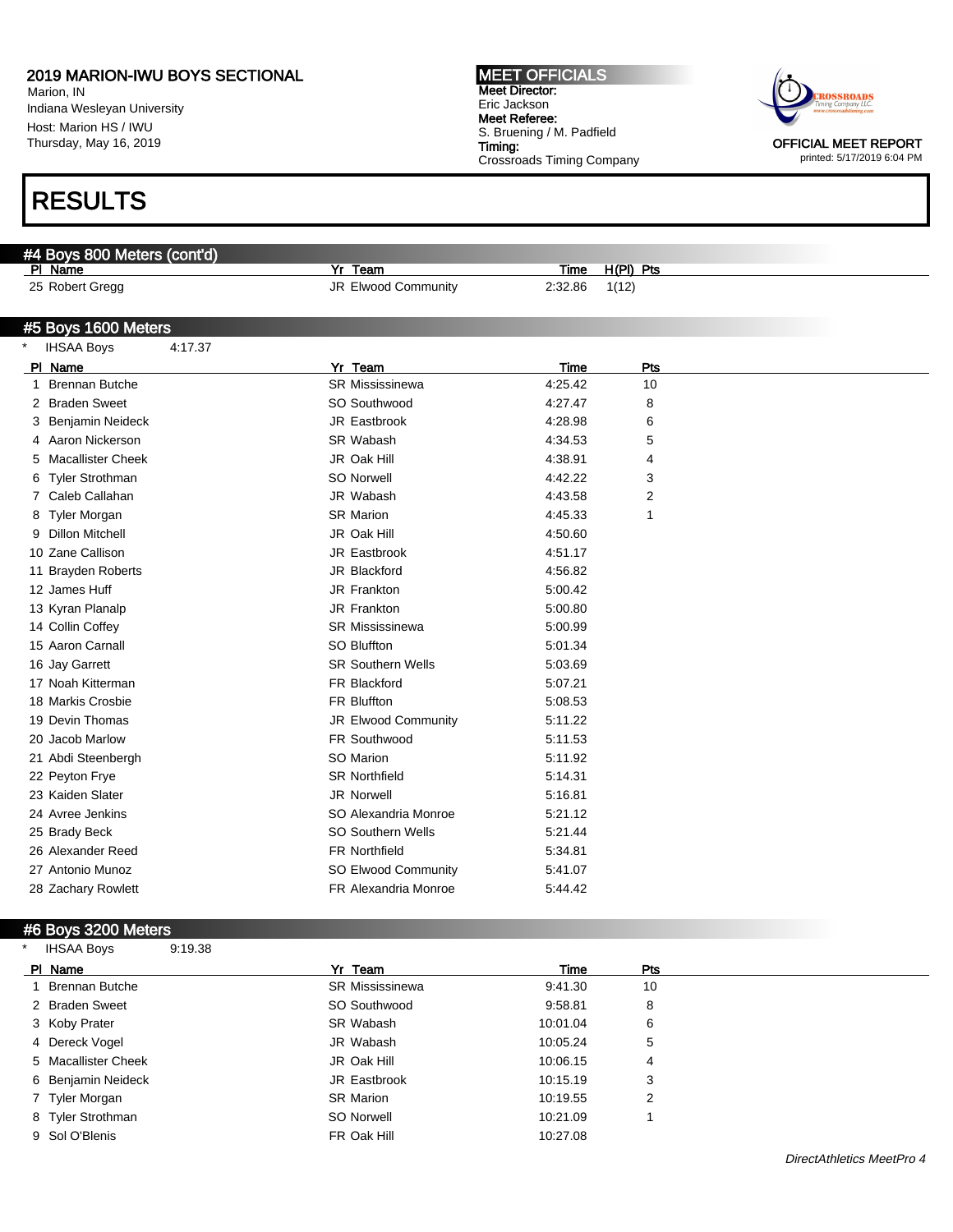# 2019 MARION-IWU BOYS SECTIONAL

Marion, IN
Indiana Wesleyan University
Host: Marion HS / IWU
Thursday, May 16, 2019

**MEET OFFICIALS**
**Meet Director:** Eric Jackson
**Meet Referee:** S. Bruening / M. Padfield
**Timing:** Crossroads Timing Company

OFFICIAL MEET REPORT
printed: 5/17/2019 6:04 PM

# RESULTS

## #4 Boys 800 Meters (cont'd)

| Pl | Name | Yr | Team | Time | H(Pl) | Pts |
|---|---|---|---|---|---|---|
| 25 | Robert Gregg | JR | Elwood Community | 2:32.86 | 1(12) | |

## #5 Boys 1600 Meters

* IHSAA Boys 4:17.37

| Pl | Name | Yr | Team | Time | Pts |
|---|---|---|---|---|---|
| 1 | Brennan Butche | SR | Mississinewa | 4:25.42 | 10 |
| 2 | Braden Sweet | SO | Southwood | 4:27.47 | 8 |
| 3 | Benjamin Neideck | JR | Eastbrook | 4:28.98 | 6 |
| 4 | Aaron Nickerson | SR | Wabash | 4:34.53 | 5 |
| 5 | Macallister Cheek | JR | Oak Hill | 4:38.91 | 4 |
| 6 | Tyler Strothman | SO | Norwell | 4:42.22 | 3 |
| 7 | Caleb Callahan | JR | Wabash | 4:43.58 | 2 |
| 8 | Tyler Morgan | SR | Marion | 4:45.33 | 1 |
| 9 | Dillon Mitchell | JR | Oak Hill | 4:50.60 | |
| 10 | Zane Callison | JR | Eastbrook | 4:51.17 | |
| 11 | Brayden Roberts | JR | Blackford | 4:56.82 | |
| 12 | James Huff | JR | Frankton | 5:00.42 | |
| 13 | Kyran Planalp | JR | Frankton | 5:00.80 | |
| 14 | Collin Coffey | SR | Mississinewa | 5:00.99 | |
| 15 | Aaron Carnall | SO | Bluffton | 5:01.34 | |
| 16 | Jay Garrett | SR | Southern Wells | 5:03.69 | |
| 17 | Noah Kitterman | FR | Blackford | 5:07.21 | |
| 18 | Markis Crosbie | FR | Bluffton | 5:08.53 | |
| 19 | Devin Thomas | JR | Elwood Community | 5:11.22 | |
| 20 | Jacob Marlow | FR | Southwood | 5:11.53 | |
| 21 | Abdi Steenbergh | SO | Marion | 5:11.92 | |
| 22 | Peyton Frye | SR | Northfield | 5:14.31 | |
| 23 | Kaiden Slater | JR | Norwell | 5:16.81 | |
| 24 | Avree Jenkins | SO | Alexandria Monroe | 5:21.12 | |
| 25 | Brady Beck | SO | Southern Wells | 5:21.44 | |
| 26 | Alexander Reed | FR | Northfield | 5:34.81 | |
| 27 | Antonio Munoz | SO | Elwood Community | 5:41.07 | |
| 28 | Zachary Rowlett | FR | Alexandria Monroe | 5:44.42 | |

## #6 Boys 3200 Meters

* IHSAA Boys 9:19.38

| Pl | Name | Yr | Team | Time | Pts |
|---|---|---|---|---|---|
| 1 | Brennan Butche | SR | Mississinewa | 9:41.30 | 10 |
| 2 | Braden Sweet | SO | Southwood | 9:58.81 | 8 |
| 3 | Koby Prater | SR | Wabash | 10:01.04 | 6 |
| 4 | Dereck Vogel | JR | Wabash | 10:05.24 | 5 |
| 5 | Macallister Cheek | JR | Oak Hill | 10:06.15 | 4 |
| 6 | Benjamin Neideck | JR | Eastbrook | 10:15.19 | 3 |
| 7 | Tyler Morgan | SR | Marion | 10:19.55 | 2 |
| 8 | Tyler Strothman | SO | Norwell | 10:21.09 | 1 |
| 9 | Sol O'Blenis | FR | Oak Hill | 10:27.08 | |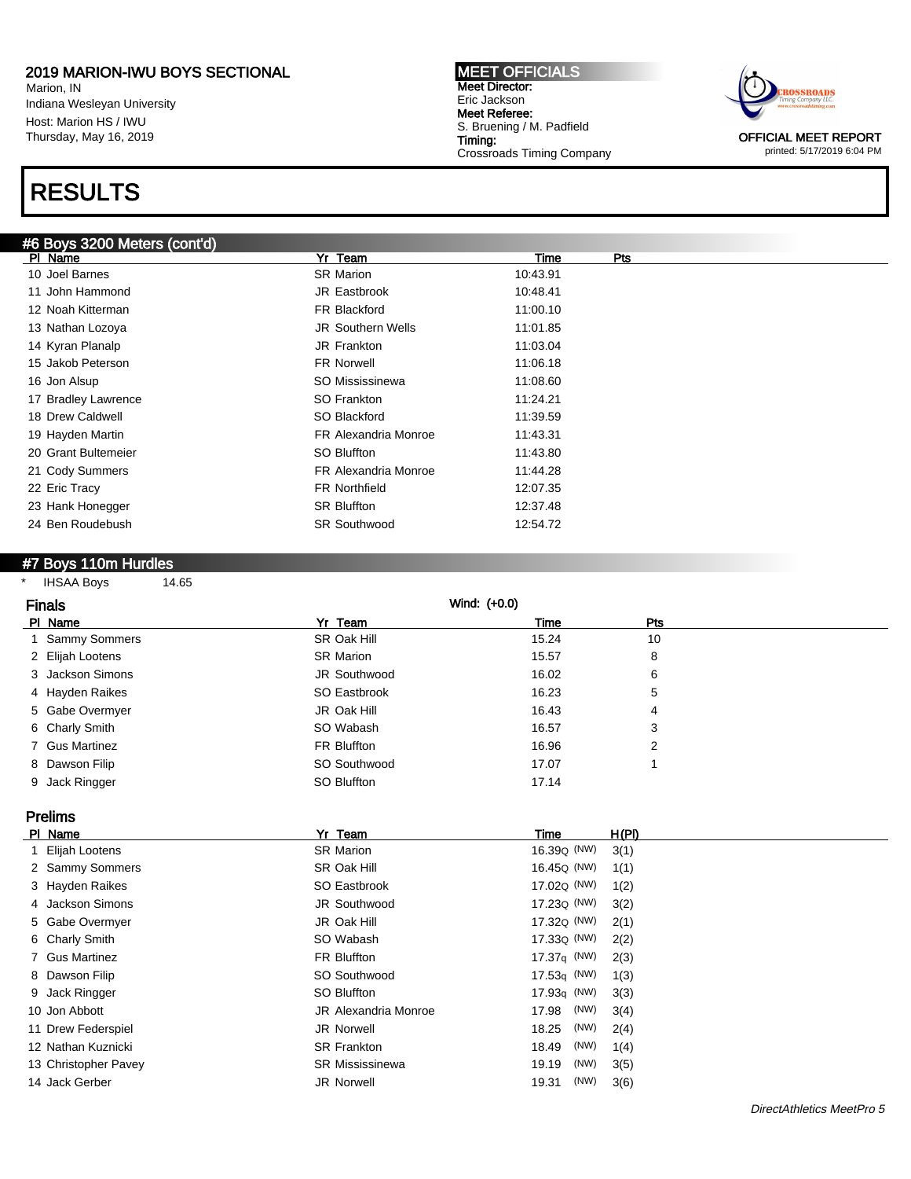# 2019 MARION-IWU BOYS SECTIONAL

Marion, IN
Indiana Wesleyan University
Host: Marion HS / IWU
Thursday, May 16, 2019

**MEET OFFICIALS**
**Meet Director:**
Eric Jackson
**Meet Referee:**
S. Bruening / M. Padfield
**Timing:**
Crossroads Timing Company

OFFICIAL MEET REPORT
printed: 5/17/2019 6:04 PM

# RESULTS

## #6 Boys 3200 Meters (cont'd)

| Pl | Name | Yr | Team | Time | Pts |
|---|---|---|---|---|---|
| 10 | Joel Barnes | SR | Marion | 10:43.91 | |
| 11 | John Hammond | JR | Eastbrook | 10:48.41 | |
| 12 | Noah Kitterman | FR | Blackford | 11:00.10 | |
| 13 | Nathan Lozoya | JR | Southern Wells | 11:01.85 | |
| 14 | Kyran Planalp | JR | Frankton | 11:03.04 | |
| 15 | Jakob Peterson | FR | Norwell | 11:06.18 | |
| 16 | Jon Alsup | SO | Mississinewa | 11:08.60 | |
| 17 | Bradley Lawrence | SO | Frankton | 11:24.21 | |
| 18 | Drew Caldwell | SO | Blackford | 11:39.59 | |
| 19 | Hayden Martin | FR | Alexandria Monroe | 11:43.31 | |
| 20 | Grant Bultemeier | SO | Bluffton | 11:43.80 | |
| 21 | Cody Summers | FR | Alexandria Monroe | 11:44.28 | |
| 22 | Eric Tracy | FR | Northfield | 12:07.35 | |
| 23 | Hank Honegger | SR | Bluffton | 12:37.48 | |
| 24 | Ben Roudebush | SR | Southwood | 12:54.72 | |

## #7 Boys 110m Hurdles

\* IHSAA Boys 14.65

### Finals

Wind: (+0.0)

| Pl | Name | Yr | Team | Time | Pts |
|---|---|---|---|---|---|
| 1 | Sammy Sommers | SR | Oak Hill | 15.24 | 10 |
| 2 | Elijah Lootens | SR | Marion | 15.57 | 8 |
| 3 | Jackson Simons | JR | Southwood | 16.02 | 6 |
| 4 | Hayden Raikes | SO | Eastbrook | 16.23 | 5 |
| 5 | Gabe Overmyer | JR | Oak Hill | 16.43 | 4 |
| 6 | Charly Smith | SO | Wabash | 16.57 | 3 |
| 7 | Gus Martinez | FR | Bluffton | 16.96 | 2 |
| 8 | Dawson Filip | SO | Southwood | 17.07 | 1 |
| 9 | Jack Ringger | SO | Bluffton | 17.14 | |

### Prelims

| Pl | Name | Yr | Team | Time | H(Pl) |
|---|---|---|---|---|---|
| 1 | Elijah Lootens | SR | Marion | 16.39Q (NW) | 3(1) |
| 2 | Sammy Sommers | SR | Oak Hill | 16.45Q (NW) | 1(1) |
| 3 | Hayden Raikes | SO | Eastbrook | 17.02Q (NW) | 1(2) |
| 4 | Jackson Simons | JR | Southwood | 17.23Q (NW) | 3(2) |
| 5 | Gabe Overmyer | JR | Oak Hill | 17.32Q (NW) | 2(1) |
| 6 | Charly Smith | SO | Wabash | 17.33Q (NW) | 2(2) |
| 7 | Gus Martinez | FR | Bluffton | 17.37q (NW) | 2(3) |
| 8 | Dawson Filip | SO | Southwood | 17.53q (NW) | 1(3) |
| 9 | Jack Ringger | SO | Bluffton | 17.93q (NW) | 3(3) |
| 10 | Jon Abbott | JR | Alexandria Monroe | 17.98 (NW) | 3(4) |
| 11 | Drew Federspiel | JR | Norwell | 18.25 (NW) | 2(4) |
| 12 | Nathan Kuznicki | SR | Frankton | 18.49 (NW) | 1(4) |
| 13 | Christopher Pavey | SR | Mississinewa | 19.19 (NW) | 3(5) |
| 14 | Jack Gerber | JR | Norwell | 19.31 (NW) | 3(6) |

*DirectAthletics MeetPro 5*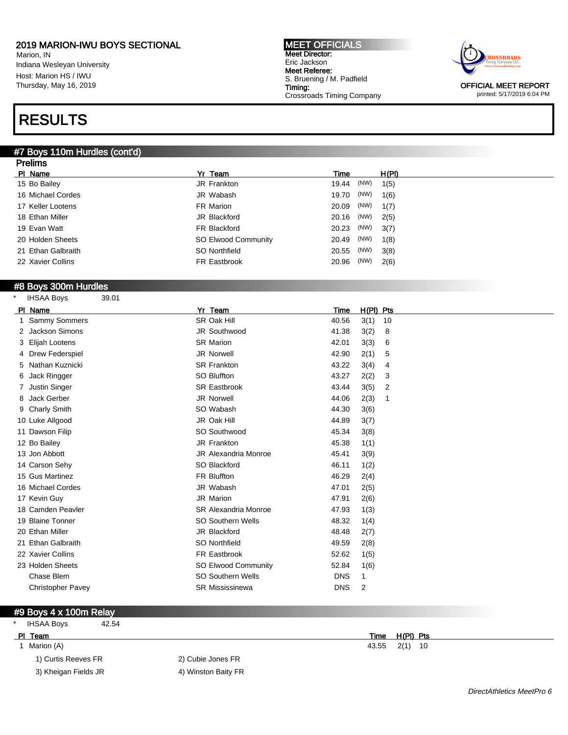2019 MARION-IWU BOYS SECTIONAL
Marion, IN
Indiana Wesleyan University
Host: Marion HS / IWU
Thursday, May 16, 2019

MEET OFFICIALS
Meet Director:
Eric Jackson
Meet Referee:
S. Bruening / M. Padfield
Timing:
Crossroads Timing Company

OFFICIAL MEET REPORT
printed: 5/17/2019 6:04 PM

# RESULTS

## #7 Boys 110m Hurdles (cont'd)

### Prelims

| Pl | Name | Yr | Team | Time | | H(Pl) |
|---|---|---|---|---|---|---|
| 15 | Bo Bailey | JR | Frankton | 19.44 | (NW) | 1(5) |
| 16 | Michael Cordes | JR | Wabash | 19.70 | (NW) | 1(6) |
| 17 | Keller Lootens | FR | Marion | 20.09 | (NW) | 1(7) |
| 18 | Ethan Miller | JR | Blackford | 20.16 | (NW) | 2(5) |
| 19 | Evan Watt | FR | Blackford | 20.23 | (NW) | 3(7) |
| 20 | Holden Sheets | SO | Elwood Community | 20.49 | (NW) | 1(8) |
| 21 | Ethan Galbraith | SO | Northfield | 20.55 | (NW) | 3(8) |
| 22 | Xavier Collins | FR | Eastbrook | 20.96 | (NW) | 2(6) |

## #8 Boys 300m Hurdles

* IHSAA Boys 39.01

| Pl | Name | Yr | Team | Time | H(Pl) | Pts |
|---|---|---|---|---|---|---|
| 1 | Sammy Sommers | SR | Oak Hill | 40.56 | 3(1) | 10 |
| 2 | Jackson Simons | JR | Southwood | 41.38 | 3(2) | 8 |
| 3 | Elijah Lootens | SR | Marion | 42.01 | 3(3) | 6 |
| 4 | Drew Federspiel | JR | Norwell | 42.90 | 2(1) | 5 |
| 5 | Nathan Kuznicki | SR | Frankton | 43.22 | 3(4) | 4 |
| 6 | Jack Ringger | SO | Bluffton | 43.27 | 2(2) | 3 |
| 7 | Justin Singer | SR | Eastbrook | 43.44 | 3(5) | 2 |
| 8 | Jack Gerber | JR | Norwell | 44.06 | 2(3) | 1 |
| 9 | Charly Smith | SO | Wabash | 44.30 | 3(6) | |
| 10 | Luke Allgood | JR | Oak Hill | 44.89 | 3(7) | |
| 11 | Dawson Filip | SO | Southwood | 45.34 | 3(8) | |
| 12 | Bo Bailey | JR | Frankton | 45.38 | 1(1) | |
| 13 | Jon Abbott | JR | Alexandria Monroe | 45.41 | 3(9) | |
| 14 | Carson Sehy | SO | Blackford | 46.11 | 1(2) | |
| 15 | Gus Martinez | FR | Bluffton | 46.29 | 2(4) | |
| 16 | Michael Cordes | JR | Wabash | 47.01 | 2(5) | |
| 17 | Kevin Guy | JR | Marion | 47.91 | 2(6) | |
| 18 | Camden Peavler | SR | Alexandria Monroe | 47.93 | 1(3) | |
| 19 | Blaine Tonner | SO | Southern Wells | 48.32 | 1(4) | |
| 20 | Ethan Miller | JR | Blackford | 48.48 | 2(7) | |
| 21 | Ethan Galbraith | SO | Northfield | 49.59 | 2(8) | |
| 22 | Xavier Collins | FR | Eastbrook | 52.62 | 1(5) | |
| 23 | Holden Sheets | SO | Elwood Community | 52.84 | 1(6) | |
| | Chase Blem | SO | Southern Wells | DNS | 1 | |
| | Christopher Pavey | SR | Mississinewa | DNS | 2 | |

## #9 Boys 4 x 100m Relay

* IHSAA Boys 42.54

| Pl | Team | Time | H(Pl) | Pts |
|---|---|---|---|---|
| 1 | Marion (A) | 43.55 | 2(1) | 10 |

1) Curtis Reeves FR
2) Cubie Jones FR
3) Kheigan Fields JR
4) Winston Baity FR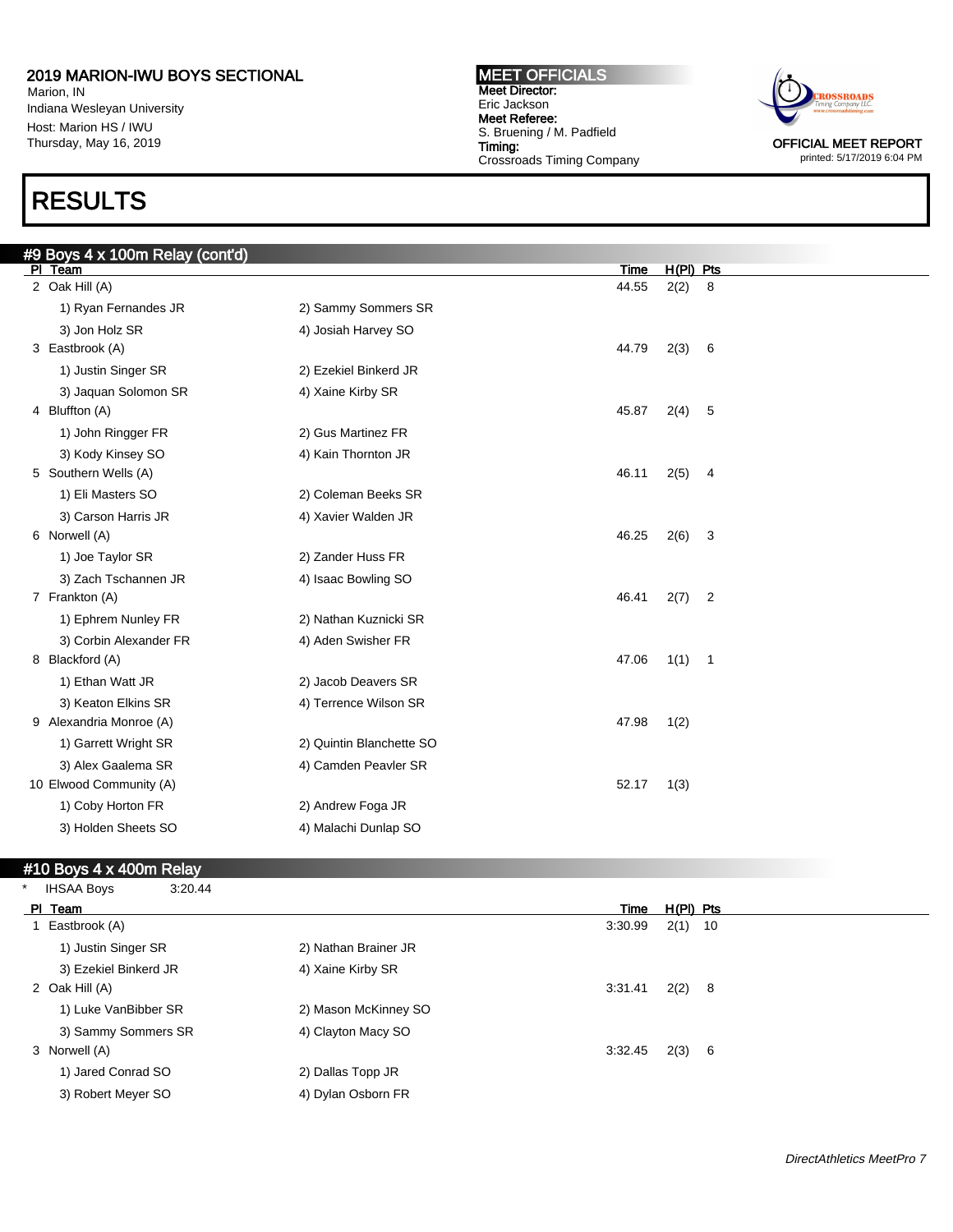## RESULTS

### #9 Boys 4 x 100m Relay (cont'd)

| Pl | Team | Time | H(Pl) | Pts |
|---|---|---|---|---|
| 2 | Oak Hill (A) | 44.55 | 2(2) | 8 |
| | 1) Ryan Fernandes JR; 2) Sammy Sommers SR; 3) Jon Holz SR; 4) Josiah Harvey SO | | | |
| 3 | Eastbrook (A) | 44.79 | 2(3) | 6 |
| | 1) Justin Singer SR; 2) Ezekiel Binkerd JR; 3) Jaquan Solomon SR; 4) Xaine Kirby SR | | | |
| 4 | Bluffton (A) | 45.87 | 2(4) | 5 |
| | 1) John Ringger FR; 2) Gus Martinez FR; 3) Kody Kinsey SO; 4) Kain Thornton JR | | | |
| 5 | Southern Wells (A) | 46.11 | 2(5) | 4 |
| | 1) Eli Masters SO; 2) Coleman Beeks SR; 3) Carson Harris JR; 4) Xavier Walden JR | | | |
| 6 | Norwell (A) | 46.25 | 2(6) | 3 |
| | 1) Joe Taylor SR; 2) Zander Huss FR; 3) Zach Tschannen JR; 4) Isaac Bowling SO | | | |
| 7 | Frankton (A) | 46.41 | 2(7) | 2 |
| | 1) Ephrem Nunley FR; 2) Nathan Kuznicki SR; 3) Corbin Alexander FR; 4) Aden Swisher FR | | | |
| 8 | Blackford (A) | 47.06 | 1(1) | 1 |
| | 1) Ethan Watt JR; 2) Jacob Deavers SR; 3) Keaton Elkins SR; 4) Terrence Wilson SR | | | |
| 9 | Alexandria Monroe (A) | 47.98 | 1(2) | |
| | 1) Garrett Wright SR; 2) Quintin Blanchette SO; 3) Alex Gaalema SR; 4) Camden Peavler SR | | | |
| 10 | Elwood Community (A) | 52.17 | 1(3) | |
| | 1) Coby Horton FR; 2) Andrew Foga JR; 3) Holden Sheets SO; 4) Malachi Dunlap SO | | | |

### #10 Boys 4 x 400m Relay

\* IHSAA Boys 3:20.44

| Pl | Team | Time | H(Pl) | Pts |
|---|---|---|---|---|
| 1 | Eastbrook (A) | 3:30.99 | 2(1) | 10 |
| | 1) Justin Singer SR; 2) Nathan Brainer JR; 3) Ezekiel Binkerd JR; 4) Xaine Kirby SR | | | |
| 2 | Oak Hill (A) | 3:31.41 | 2(2) | 8 |
| | 1) Luke VanBibber SR; 2) Mason McKinney SO; 3) Sammy Sommers SR; 4) Clayton Macy SO | | | |
| 3 | Norwell (A) | 3:32.45 | 2(3) | 6 |
| | 1) Jared Conrad SO; 2) Dallas Topp JR; 3) Robert Meyer SO; 4) Dylan Osborn FR | | | |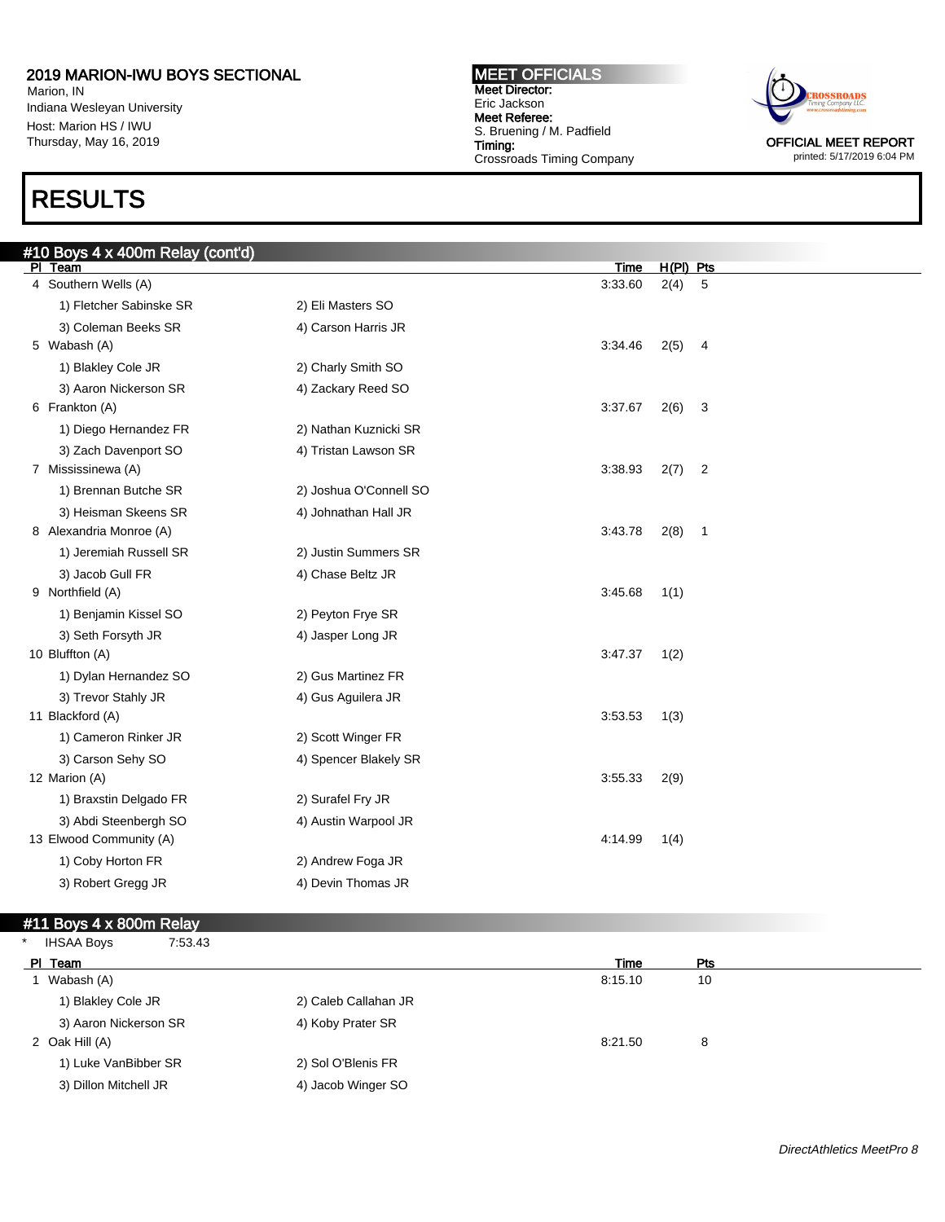# 2019 MARION-IWU BOYS SECTIONAL

Marion, IN
Indiana Wesleyan University
Host: Marion HS / IWU
Thursday, May 16, 2019

**MEET OFFICIALS**
**Meet Director:**
Eric Jackson
**Meet Referee:**
S. Bruening / M. Padfield
**Timing:**
Crossroads Timing Company

OFFICIAL MEET REPORT
printed: 5/17/2019 6:04 PM

# RESULTS

## #10 Boys 4 x 400m Relay (cont'd)

| Pl | Team | | Time | H(Pl) | Pts |
|---|---|---|---|---|---|
| 4 | Southern Wells (A) | | 3:33.60 | 2(4) | 5 |
| | 1) Fletcher Sabinske SR | 2) Eli Masters SO | | | |
| | 3) Coleman Beeks SR | 4) Carson Harris JR | | | |
| 5 | Wabash (A) | | 3:34.46 | 2(5) | 4 |
| | 1) Blakley Cole JR | 2) Charly Smith SO | | | |
| | 3) Aaron Nickerson SR | 4) Zackary Reed SO | | | |
| 6 | Frankton (A) | | 3:37.67 | 2(6) | 3 |
| | 1) Diego Hernandez FR | 2) Nathan Kuznicki SR | | | |
| | 3) Zach Davenport SO | 4) Tristan Lawson SR | | | |
| 7 | Mississinewa (A) | | 3:38.93 | 2(7) | 2 |
| | 1) Brennan Butche SR | 2) Joshua O'Connell SO | | | |
| | 3) Heisman Skeens SR | 4) Johnathan Hall JR | | | |
| 8 | Alexandria Monroe (A) | | 3:43.78 | 2(8) | 1 |
| | 1) Jeremiah Russell SR | 2) Justin Summers SR | | | |
| | 3) Jacob Gull FR | 4) Chase Beltz JR | | | |
| 9 | Northfield (A) | | 3:45.68 | 1(1) | |
| | 1) Benjamin Kissel SO | 2) Peyton Frye SR | | | |
| | 3) Seth Forsyth JR | 4) Jasper Long JR | | | |
| 10 | Bluffton (A) | | 3:47.37 | 1(2) | |
| | 1) Dylan Hernandez SO | 2) Gus Martinez FR | | | |
| | 3) Trevor Stahly JR | 4) Gus Aguilera JR | | | |
| 11 | Blackford (A) | | 3:53.53 | 1(3) | |
| | 1) Cameron Rinker JR | 2) Scott Winger FR | | | |
| | 3) Carson Sehy SO | 4) Spencer Blakely SR | | | |
| 12 | Marion (A) | | 3:55.33 | 2(9) | |
| | 1) Braxstin Delgado FR | 2) Surafel Fry JR | | | |
| | 3) Abdi Steenbergh SO | 4) Austin Warpool JR | | | |
| 13 | Elwood Community (A) | | 4:14.99 | 1(4) | |
| | 1) Coby Horton FR | 2) Andrew Foga JR | | | |
| | 3) Robert Gregg JR | 4) Devin Thomas JR | | | |

## #11 Boys 4 x 800m Relay

\* IHSAA Boys 7:53.43

| Pl | Team | | Time | Pts |
|---|---|---|---|---|
| 1 | Wabash (A) | | 8:15.10 | 10 |
| | 1) Blakley Cole JR | 2) Caleb Callahan JR | | |
| | 3) Aaron Nickerson SR | 4) Koby Prater SR | | |
| 2 | Oak Hill (A) | | 8:21.50 | 8 |
| | 1) Luke VanBibber SR | 2) Sol O'Blenis FR | | |
| | 3) Dillon Mitchell JR | 4) Jacob Winger SO | | |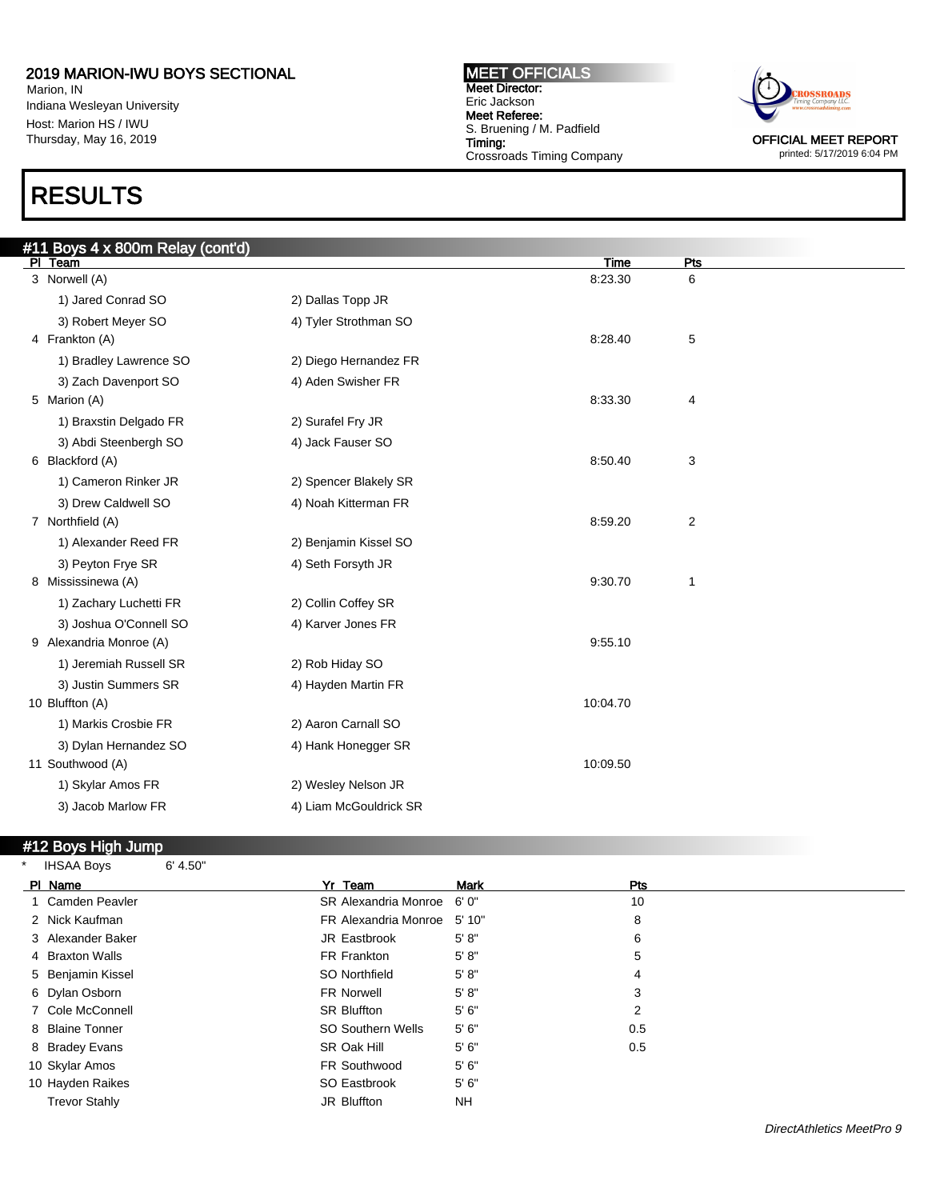# 2019 MARION-IWU BOYS SECTIONAL

Marion, IN
Indiana Wesleyan University
Host: Marion HS / IWU
Thursday, May 16, 2019

**MEET OFFICIALS**
**Meet Director:**
Eric Jackson
**Meet Referee:**
S. Bruening / M. Padfield
**Timing:**
Crossroads Timing Company

OFFICIAL MEET REPORT
printed: 5/17/2019 6:04 PM

# RESULTS

## #11 Boys 4 x 800m Relay (cont'd)

| Pl | Team | | Time | Pts |
|---|---|---|---|---|
| 3 | Norwell (A) | | 8:23.30 | 6 |
| | 1) Jared Conrad SO | 2) Dallas Topp JR | | |
| | 3) Robert Meyer SO | 4) Tyler Strothman SO | | |
| 4 | Frankton (A) | | 8:28.40 | 5 |
| | 1) Bradley Lawrence SO | 2) Diego Hernandez FR | | |
| | 3) Zach Davenport SO | 4) Aden Swisher FR | | |
| 5 | Marion (A) | | 8:33.30 | 4 |
| | 1) Braxstin Delgado FR | 2) Surafel Fry JR | | |
| | 3) Abdi Steenbergh SO | 4) Jack Fauser SO | | |
| 6 | Blackford (A) | | 8:50.40 | 3 |
| | 1) Cameron Rinker JR | 2) Spencer Blakely SR | | |
| | 3) Drew Caldwell SO | 4) Noah Kitterman FR | | |
| 7 | Northfield (A) | | 8:59.20 | 2 |
| | 1) Alexander Reed FR | 2) Benjamin Kissel SO | | |
| | 3) Peyton Frye SR | 4) Seth Forsyth JR | | |
| 8 | Mississinewa (A) | | 9:30.70 | 1 |
| | 1) Zachary Luchetti FR | 2) Collin Coffey SR | | |
| | 3) Joshua O'Connell SO | 4) Karver Jones FR | | |
| 9 | Alexandria Monroe (A) | | 9:55.10 | |
| | 1) Jeremiah Russell SR | 2) Rob Hiday SO | | |
| | 3) Justin Summers SR | 4) Hayden Martin FR | | |
| 10 | Bluffton (A) | | 10:04.70 | |
| | 1) Markis Crosbie FR | 2) Aaron Carnall SO | | |
| | 3) Dylan Hernandez SO | 4) Hank Honegger SR | | |
| 11 | Southwood (A) | | 10:09.50 | |
| | 1) Skylar Amos FR | 2) Wesley Nelson JR | | |
| | 3) Jacob Marlow FR | 4) Liam McGouldrick SR | | |

## #12 Boys High Jump

\* IHSAA Boys 6' 4.50"

| Pl | Name | Yr | Team | Mark | Pts |
|---|---|---|---|---|---|
| 1 | Camden Peavler | SR | Alexandria Monroe | 6' 0" | 10 |
| 2 | Nick Kaufman | FR | Alexandria Monroe | 5' 10" | 8 |
| 3 | Alexander Baker | JR | Eastbrook | 5' 8" | 6 |
| 4 | Braxton Walls | FR | Frankton | 5' 8" | 5 |
| 5 | Benjamin Kissel | SO | Northfield | 5' 8" | 4 |
| 6 | Dylan Osborn | FR | Norwell | 5' 8" | 3 |
| 7 | Cole McConnell | SR | Bluffton | 5' 6" | 2 |
| 8 | Blaine Tonner | SO | Southern Wells | 5' 6" | 0.5 |
| 8 | Bradey Evans | SR | Oak Hill | 5' 6" | 0.5 |
| 10 | Skylar Amos | FR | Southwood | 5' 6" | |
| 10 | Hayden Raikes | SO | Eastbrook | 5' 6" | |
| | Trevor Stahly | JR | Bluffton | NH | |

*DirectAthletics MeetPro 9*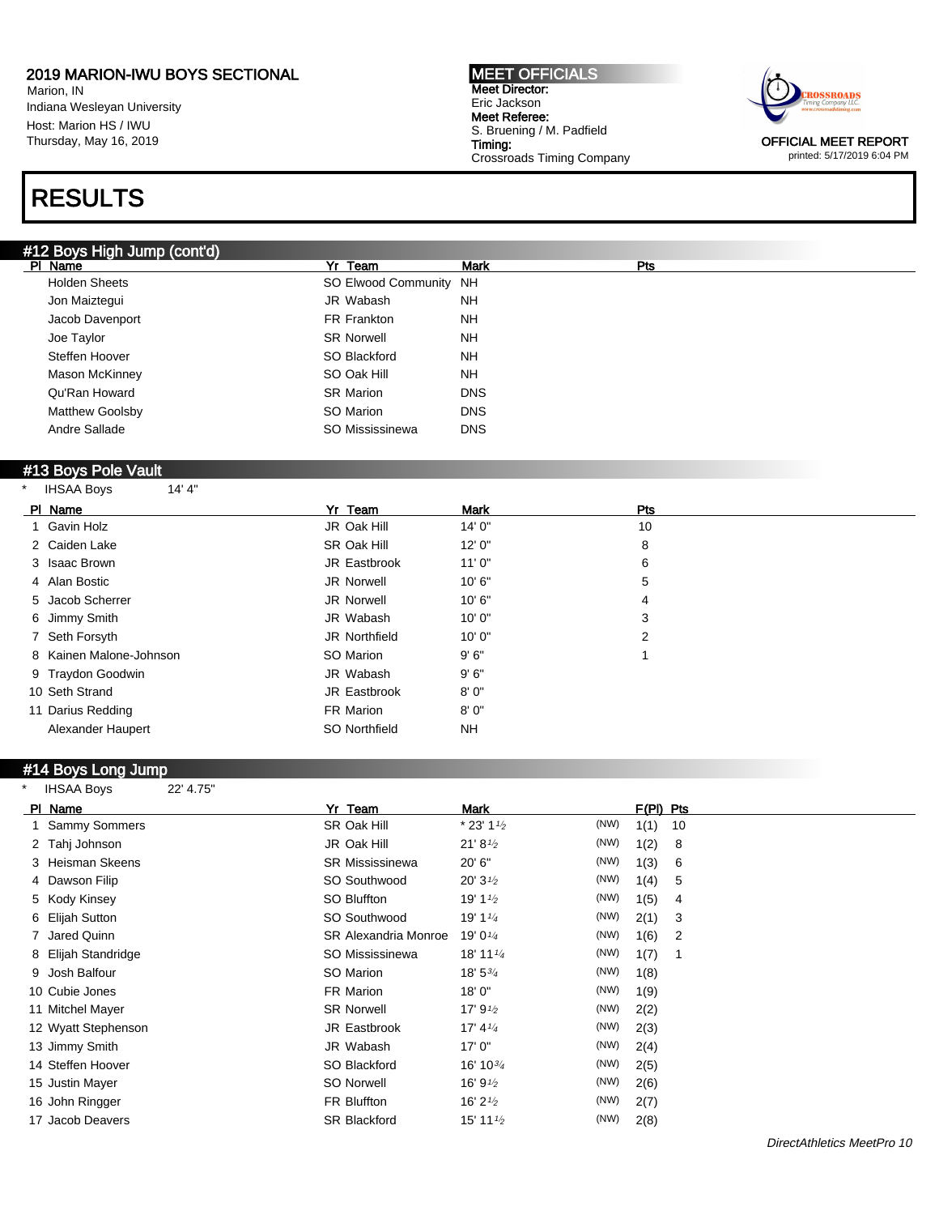# 2019 MARION-IWU BOYS SECTIONAL

Marion, IN
Indiana Wesleyan University
Host: Marion HS / IWU
Thursday, May 16, 2019

**MEET OFFICIALS**
**Meet Director:**
Eric Jackson
**Meet Referee:**
S. Bruening / M. Padfield
**Timing:**
Crossroads Timing Company

OFFICIAL MEET REPORT
printed: 5/17/2019 6:04 PM

# RESULTS

## #12 Boys High Jump (cont'd)

| Pl | Name | Yr | Team | Mark | Pts |
|---|---|---|---|---|---|
| | Holden Sheets | SO | Elwood Community | NH | |
| | Jon Maiztegui | JR | Wabash | NH | |
| | Jacob Davenport | FR | Frankton | NH | |
| | Joe Taylor | SR | Norwell | NH | |
| | Steffen Hoover | SO | Blackford | NH | |
| | Mason McKinney | SO | Oak Hill | NH | |
| | Qu'Ran Howard | SR | Marion | DNS | |
| | Matthew Goolsby | SO | Marion | DNS | |
| | Andre Sallade | SO | Mississinewa | DNS | |

## #13 Boys Pole Vault

\* IHSAA Boys 14' 4"

| Pl | Name | Yr | Team | Mark | Pts |
|---|---|---|---|---|---|
| 1 | Gavin Holz | JR | Oak Hill | 14' 0" | 10 |
| 2 | Caiden Lake | SR | Oak Hill | 12' 0" | 8 |
| 3 | Isaac Brown | JR | Eastbrook | 11' 0" | 6 |
| 4 | Alan Bostic | JR | Norwell | 10' 6" | 5 |
| 5 | Jacob Scherrer | JR | Norwell | 10' 6" | 4 |
| 6 | Jimmy Smith | JR | Wabash | 10' 0" | 3 |
| 7 | Seth Forsyth | JR | Northfield | 10' 0" | 2 |
| 8 | Kainen Malone-Johnson | SO | Marion | 9' 6" | 1 |
| 9 | Traydon Goodwin | JR | Wabash | 9' 6" | |
| 10 | Seth Strand | JR | Eastbrook | 8' 0" | |
| 11 | Darius Redding | FR | Marion | 8' 0" | |
| | Alexander Haupert | SO | Northfield | NH | |

## #14 Boys Long Jump

\* IHSAA Boys 22' 4.75"

| Pl | Name | Yr | Team | Mark | | F(Pl) | Pts |
|---|---|---|---|---|---|---|---|
| 1 | Sammy Sommers | SR | Oak Hill | * 23' 1½ | (NW) | 1(1) | 10 |
| 2 | Tahj Johnson | JR | Oak Hill | 21' 8½ | (NW) | 1(2) | 8 |
| 3 | Heisman Skeens | SR | Mississinewa | 20' 6" | (NW) | 1(3) | 6 |
| 4 | Dawson Filip | SO | Southwood | 20' 3½ | (NW) | 1(4) | 5 |
| 5 | Kody Kinsey | SO | Bluffton | 19' 1½ | (NW) | 1(5) | 4 |
| 6 | Elijah Sutton | SO | Southwood | 19' 1¼ | (NW) | 2(1) | 3 |
| 7 | Jared Quinn | SR | Alexandria Monroe | 19' 0¼ | (NW) | 1(6) | 2 |
| 8 | Elijah Standridge | SO | Mississinewa | 18' 11¼ | (NW) | 1(7) | 1 |
| 9 | Josh Balfour | SO | Marion | 18' 5¾ | (NW) | 1(8) | |
| 10 | Cubie Jones | FR | Marion | 18' 0" | (NW) | 1(9) | |
| 11 | Mitchel Mayer | SR | Norwell | 17' 9½ | (NW) | 2(2) | |
| 12 | Wyatt Stephenson | JR | Eastbrook | 17' 4¼ | (NW) | 2(3) | |
| 13 | Jimmy Smith | JR | Wabash | 17' 0" | (NW) | 2(4) | |
| 14 | Steffen Hoover | SO | Blackford | 16' 10¾ | (NW) | 2(5) | |
| 15 | Justin Mayer | SO | Norwell | 16' 9½ | (NW) | 2(6) | |
| 16 | John Ringger | FR | Bluffton | 16' 2½ | (NW) | 2(7) | |
| 17 | Jacob Deavers | SR | Blackford | 15' 11½ | (NW) | 2(8) | |

*DirectAthletics MeetPro 10*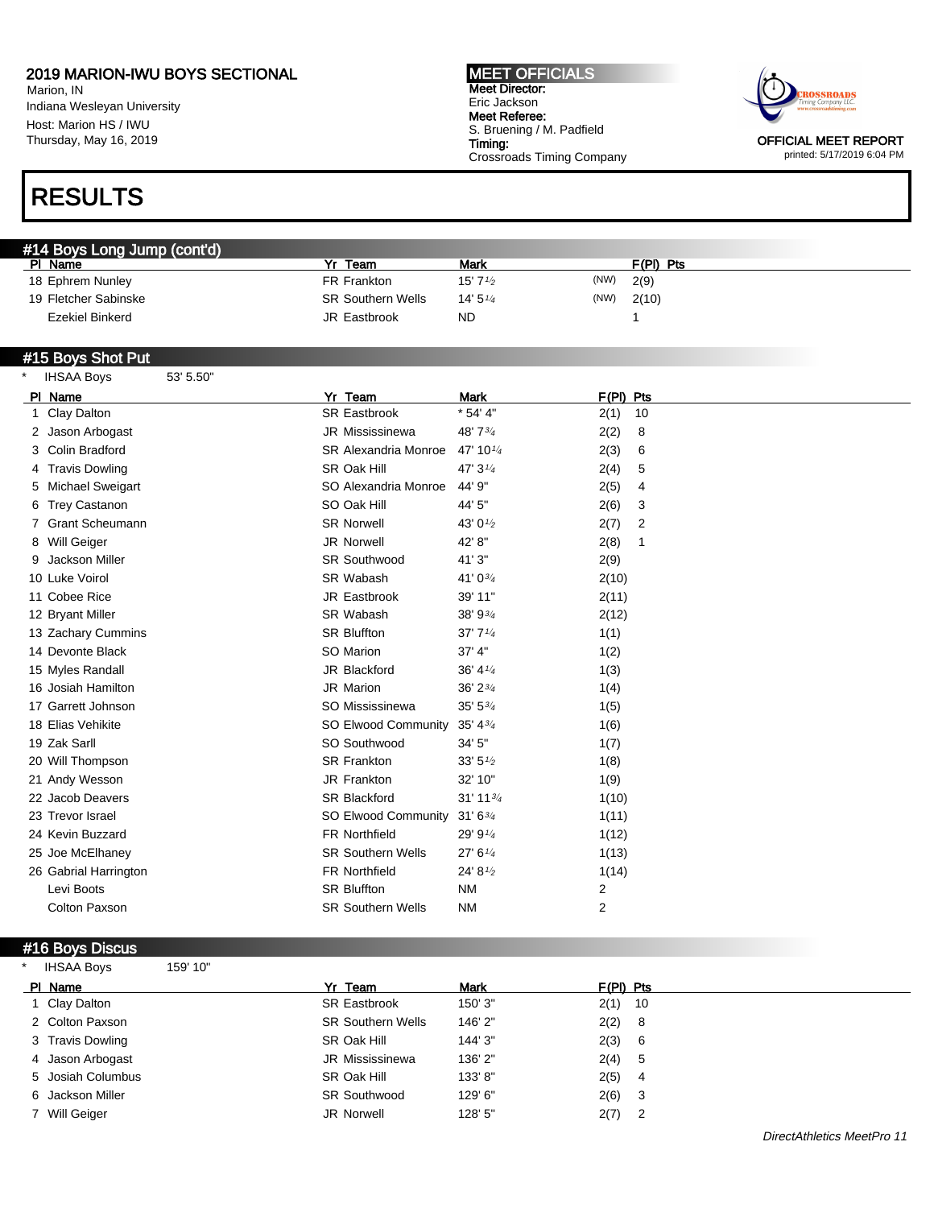# 2019 MARION-IWU BOYS SECTIONAL

Marion, IN
Indiana Wesleyan University
Host: Marion HS / IWU
Thursday, May 16, 2019

**MEET OFFICIALS**
**Meet Director:**
Eric Jackson
**Meet Referee:**
S. Bruening / M. Padfield
**Timing:**
Crossroads Timing Company

OFFICIAL MEET REPORT
printed: 5/17/2019 6:04 PM

# RESULTS

## #14 Boys Long Jump (cont'd)

| Pl | Name | Yr | Team | Mark | | F(Pl) | Pts |
|---|---|---|---|---|---|---|---|
| 18 | Ephrem Nunley | FR | Frankton | 15' 7½ | (NW) | 2(9) | |
| 19 | Fletcher Sabinske | SR | Southern Wells | 14' 5¼ | (NW) | 2(10) | |
| | Ezekiel Binkerd | JR | Eastbrook | ND | | 1 | |

## #15 Boys Shot Put

\* IHSAA Boys 53' 5.50"

| Pl | Name | Yr | Team | Mark | F(Pl) | Pts |
|---|---|---|---|---|---|---|
| 1 | Clay Dalton | SR | Eastbrook | * 54' 4" | 2(1) | 10 |
| 2 | Jason Arbogast | JR | Mississinewa | 48' 7¾ | 2(2) | 8 |
| 3 | Colin Bradford | SR | Alexandria Monroe | 47' 10¼ | 2(3) | 6 |
| 4 | Travis Dowling | SR | Oak Hill | 47' 3¼ | 2(4) | 5 |
| 5 | Michael Sweigart | SO | Alexandria Monroe | 44' 9" | 2(5) | 4 |
| 6 | Trey Castanon | SO | Oak Hill | 44' 5" | 2(6) | 3 |
| 7 | Grant Scheumann | SR | Norwell | 43' 0½ | 2(7) | 2 |
| 8 | Will Geiger | JR | Norwell | 42' 8" | 2(8) | 1 |
| 9 | Jackson Miller | SR | Southwood | 41' 3" | 2(9) | |
| 10 | Luke Voirol | SR | Wabash | 41' 0¾ | 2(10) | |
| 11 | Cobee Rice | JR | Eastbrook | 39' 11" | 2(11) | |
| 12 | Bryant Miller | SR | Wabash | 38' 9¾ | 2(12) | |
| 13 | Zachary Cummins | SR | Bluffton | 37' 7¼ | 1(1) | |
| 14 | Devonte Black | SO | Marion | 37' 4" | 1(2) | |
| 15 | Myles Randall | JR | Blackford | 36' 4¼ | 1(3) | |
| 16 | Josiah Hamilton | JR | Marion | 36' 2¾ | 1(4) | |
| 17 | Garrett Johnson | SO | Mississinewa | 35' 5¾ | 1(5) | |
| 18 | Elias Vehikite | SO | Elwood Community | 35' 4¾ | 1(6) | |
| 19 | Zak Sarll | SO | Southwood | 34' 5" | 1(7) | |
| 20 | Will Thompson | SR | Frankton | 33' 5½ | 1(8) | |
| 21 | Andy Wesson | JR | Frankton | 32' 10" | 1(9) | |
| 22 | Jacob Deavers | SR | Blackford | 31' 11¾ | 1(10) | |
| 23 | Trevor Israel | SO | Elwood Community | 31' 6¾ | 1(11) | |
| 24 | Kevin Buzzard | FR | Northfield | 29' 9¼ | 1(12) | |
| 25 | Joe McElhaney | SR | Southern Wells | 27' 6¼ | 1(13) | |
| 26 | Gabrial Harrington | FR | Northfield | 24' 8½ | 1(14) | |
| | Levi Boots | SR | Bluffton | NM | 2 | |
| | Colton Paxson | SR | Southern Wells | NM | 2 | |

## #16 Boys Discus

\* IHSAA Boys 159' 10"

| Pl | Name | Yr | Team | Mark | F(Pl) | Pts |
|---|---|---|---|---|---|---|
| 1 | Clay Dalton | SR | Eastbrook | 150' 3" | 2(1) | 10 |
| 2 | Colton Paxson | SR | Southern Wells | 146' 2" | 2(2) | 8 |
| 3 | Travis Dowling | SR | Oak Hill | 144' 3" | 2(3) | 6 |
| 4 | Jason Arbogast | JR | Mississinewa | 136' 2" | 2(4) | 5 |
| 5 | Josiah Columbus | SR | Oak Hill | 133' 8" | 2(5) | 4 |
| 6 | Jackson Miller | SR | Southwood | 129' 6" | 2(6) | 3 |
| 7 | Will Geiger | JR | Norwell | 128' 5" | 2(7) | 2 |

*DirectAthletics MeetPro 11*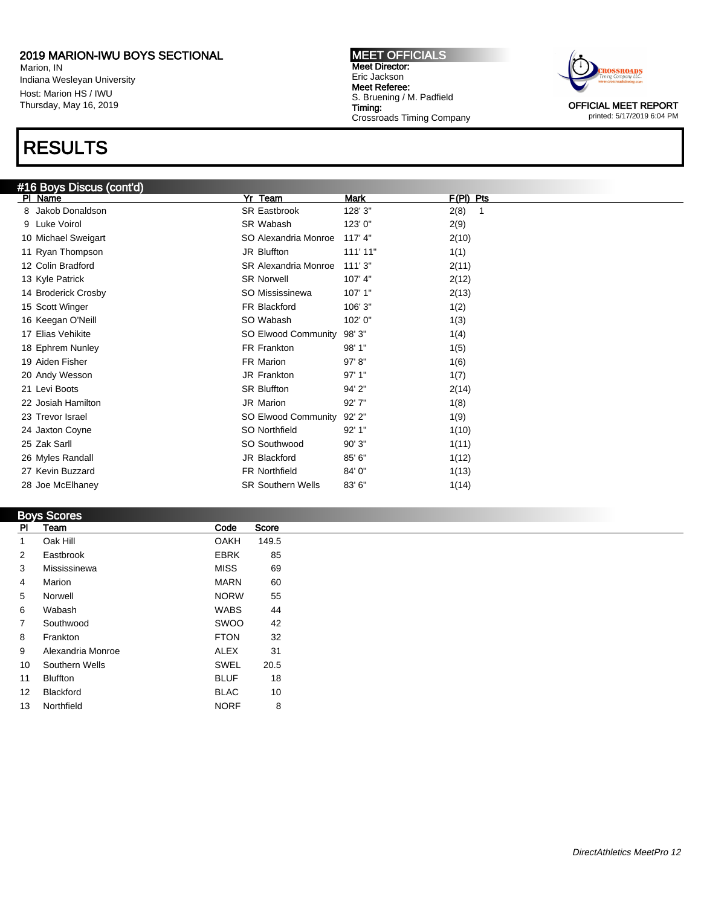2019 MARION-IWU BOYS SECTIONAL
Marion, IN
Indiana Wesleyan University
Host: Marion HS / IWU
Thursday, May 16, 2019

MEET OFFICIALS
Meet Director:
Eric Jackson
Meet Referee:
S. Bruening / M. Padfield
Timing:
Crossroads Timing Company

OFFICIAL MEET REPORT
printed: 5/17/2019 6:04 PM

# RESULTS

## #16 Boys Discus (cont'd)

| Pl | Name | Yr | Team | Mark | F(Pl) | Pts |
|---|---|---|---|---|---|---|
| 8 | Jakob Donaldson | SR | Eastbrook | 128' 3" | 2(8) | 1 |
| 9 | Luke Voirol | SR | Wabash | 123' 0" | 2(9) | |
| 10 | Michael Sweigart | SO | Alexandria Monroe | 117' 4" | 2(10) | |
| 11 | Ryan Thompson | JR | Bluffton | 111' 11" | 1(1) | |
| 12 | Colin Bradford | SR | Alexandria Monroe | 111' 3" | 2(11) | |
| 13 | Kyle Patrick | SR | Norwell | 107' 4" | 2(12) | |
| 14 | Broderick Crosby | SO | Mississinewa | 107' 1" | 2(13) | |
| 15 | Scott Winger | FR | Blackford | 106' 3" | 1(2) | |
| 16 | Keegan O'Neill | SO | Wabash | 102' 0" | 1(3) | |
| 17 | Elias Vehikite | SO | Elwood Community | 98' 3" | 1(4) | |
| 18 | Ephrem Nunley | FR | Frankton | 98' 1" | 1(5) | |
| 19 | Aiden Fisher | FR | Marion | 97' 8" | 1(6) | |
| 20 | Andy Wesson | JR | Frankton | 97' 1" | 1(7) | |
| 21 | Levi Boots | SR | Bluffton | 94' 2" | 2(14) | |
| 22 | Josiah Hamilton | JR | Marion | 92' 7" | 1(8) | |
| 23 | Trevor Israel | SO | Elwood Community | 92' 2" | 1(9) | |
| 24 | Jaxton Coyne | SO | Northfield | 92' 1" | 1(10) | |
| 25 | Zak Sarll | SO | Southwood | 90' 3" | 1(11) | |
| 26 | Myles Randall | JR | Blackford | 85' 6" | 1(12) | |
| 27 | Kevin Buzzard | FR | Northfield | 84' 0" | 1(13) | |
| 28 | Joe McElhaney | SR | Southern Wells | 83' 6" | 1(14) | |

## Boys Scores

| Pl | Team | Code | Score |
|---|---|---|---|
| 1 | Oak Hill | OAKH | 149.5 |
| 2 | Eastbrook | EBRK | 85 |
| 3 | Mississinewa | MISS | 69 |
| 4 | Marion | MARN | 60 |
| 5 | Norwell | NORW | 55 |
| 6 | Wabash | WABS | 44 |
| 7 | Southwood | SWOO | 42 |
| 8 | Frankton | FTON | 32 |
| 9 | Alexandria Monroe | ALEX | 31 |
| 10 | Southern Wells | SWEL | 20.5 |
| 11 | Bluffton | BLUF | 18 |
| 12 | Blackford | BLAC | 10 |
| 13 | Northfield | NORF | 8 |

*DirectAthletics MeetPro 12*